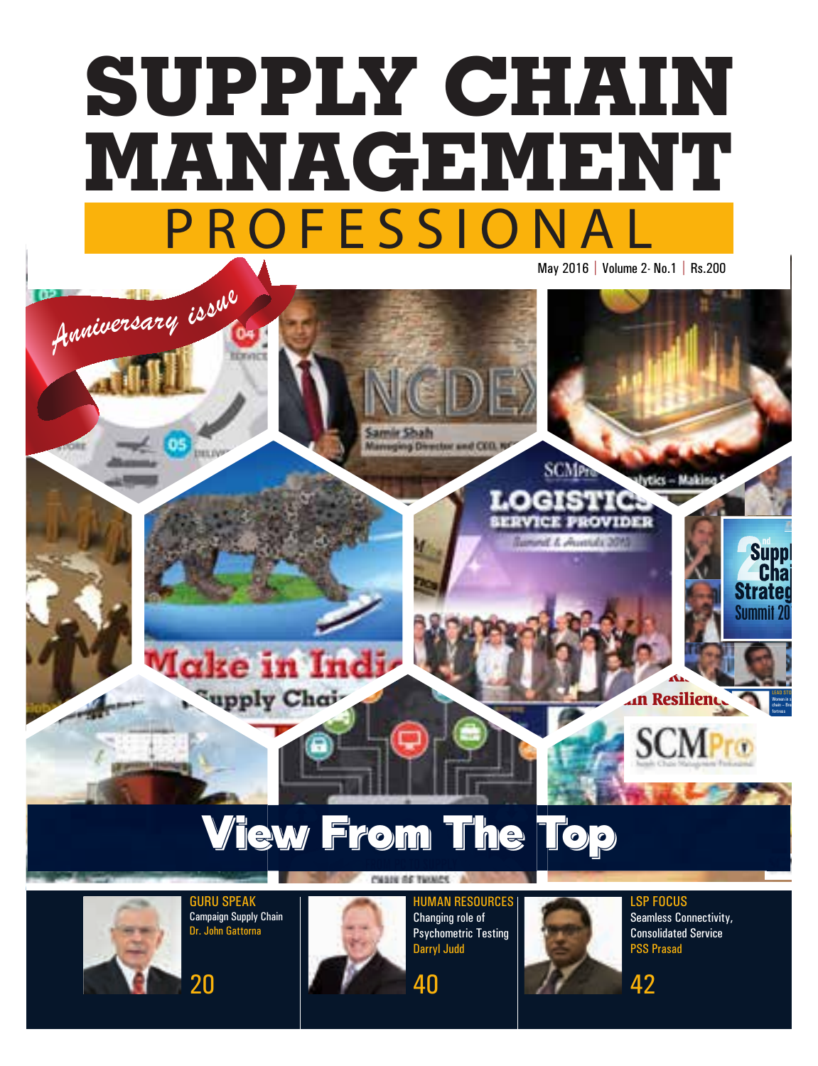# SUPPLY CHAIN MANAGEMENT PROFESSIONAL

May 2016 | Volume 2- No.1 | Rs.200

*Anniversary issue*

## View From The Top

**GURU SPEAK**
Campaign Supply Chain
Dr. John Gattorna
20

**HUMAN RESOURCES**
Changing role of Psychometric Testing
Darryl Judd
40

**LSP FOCUS**
Seamless Connectivity, Consolidated Service
PSS Prasad
42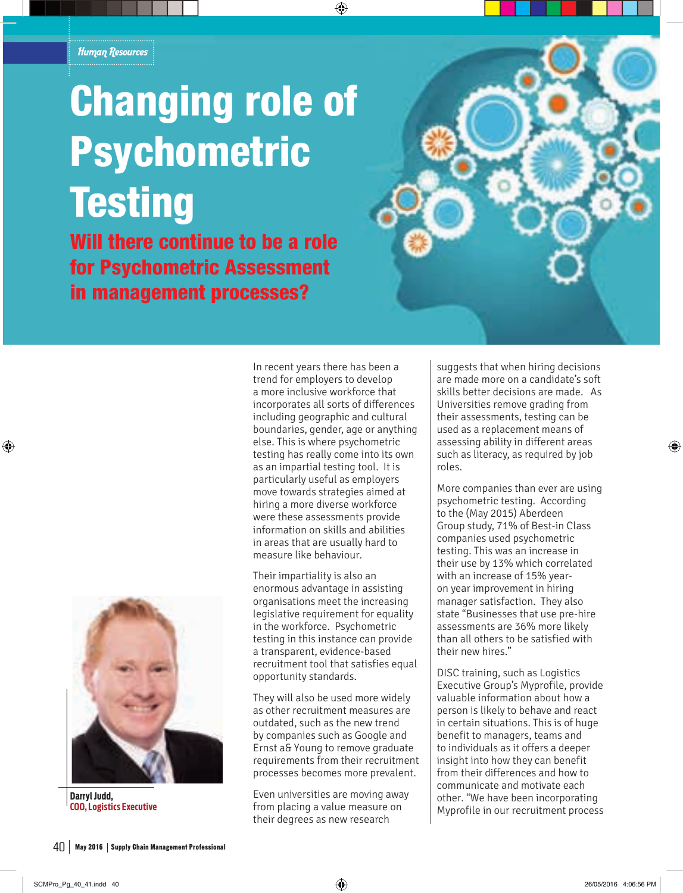Human Resources

# Changing role of Psychometric Testing

## Will there continue to be a role for Psychometric Assessment in management processes?

Darryl Judd,
COO, Logistics Executive

In recent years there has been a trend for employers to develop a more inclusive workforce that incorporates all sorts of differences including geographic and cultural boundaries, gender, age or anything else. This is where psychometric testing has really come into its own as an impartial testing tool. It is particularly useful as employers move towards strategies aimed at hiring a more diverse workforce were these assessments provide information on skills and abilities in areas that are usually hard to measure like behaviour.

Their impartiality is also an enormous advantage in assisting organisations meet the increasing legislative requirement for equality in the workforce. Psychometric testing in this instance can provide a transparent, evidence-based recruitment tool that satisfies equal opportunity standards.

They will also be used more widely as other recruitment measures are outdated, such as the new trend by companies such as Google and Ernst a& Young to remove graduate requirements from their recruitment processes becomes more prevalent.

Even universities are moving away from placing a value measure on their degrees as new research suggests that when hiring decisions are made more on a candidate's soft skills better decisions are made. As Universities remove grading from their assessments, testing can be used as a replacement means of assessing ability in different areas such as literacy, as required by job roles.

More companies than ever are using psychometric testing. According to the (May 2015) Aberdeen Group study, 71% of Best-in Class companies used psychometric testing. This was an increase in their use by 13% which correlated with an increase of 15% year-on year improvement in hiring manager satisfaction. They also state "Businesses that use pre-hire assessments are 36% more likely than all others to be satisfied with their new hires."

DISC training, such as Logistics Executive Group's Myprofile, provide valuable information about how a person is likely to behave and react in certain situations. This is of huge benefit to managers, teams and to individuals as it offers a deeper insight into how they can benefit from their differences and how to communicate and motivate each other. "We have been incorporating Myprofile in our recruitment process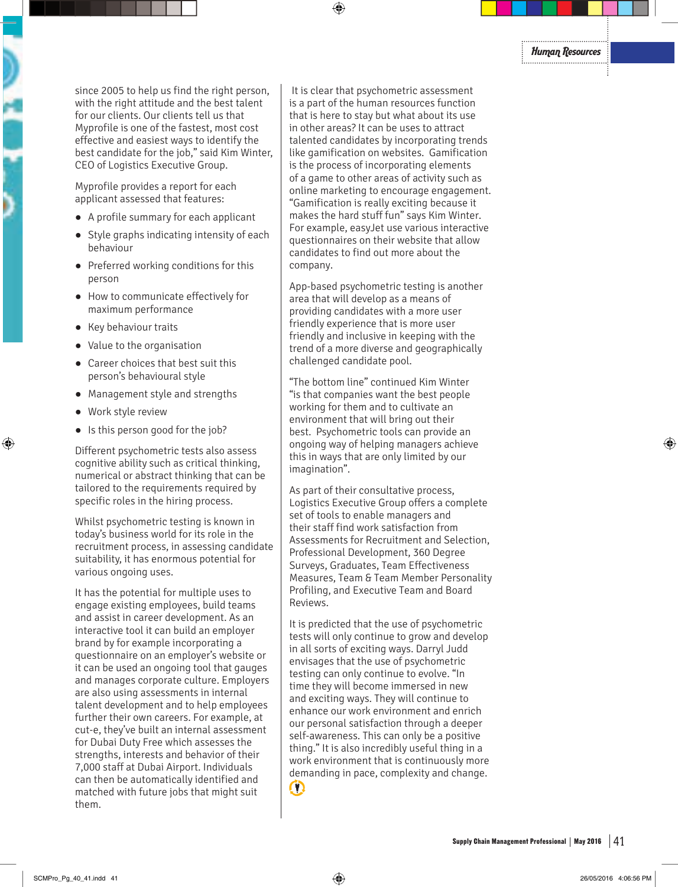since 2005 to help us find the right person, with the right attitude and the best talent for our clients. Our clients tell us that Myprofile is one of the fastest, most cost effective and easiest ways to identify the best candidate for the job," said Kim Winter, CEO of Logistics Executive Group.

Myprofile provides a report for each applicant assessed that features:

- A profile summary for each applicant
- Style graphs indicating intensity of each behaviour
- Preferred working conditions for this person
- How to communicate effectively for maximum performance
- Key behaviour traits
- Value to the organisation
- Career choices that best suit this person's behavioural style
- Management style and strengths
- Work style review
- Is this person good for the job?

Different psychometric tests also assess cognitive ability such as critical thinking, numerical or abstract thinking that can be tailored to the requirements required by specific roles in the hiring process.

Whilst psychometric testing is known in today's business world for its role in the recruitment process, in assessing candidate suitability, it has enormous potential for various ongoing uses.

It has the potential for multiple uses to engage existing employees, build teams and assist in career development. As an interactive tool it can build an employer brand by for example incorporating a questionnaire on an employer's website or it can be used an ongoing tool that gauges and manages corporate culture. Employers are also using assessments in internal talent development and to help employees further their own careers. For example, at cut-e, they've built an internal assessment for Dubai Duty Free which assesses the strengths, interests and behavior of their 7,000 staff at Dubai Airport. Individuals can then be automatically identified and matched with future jobs that might suit them.

It is clear that psychometric assessment is a part of the human resources function that is here to stay but what about its use in other areas? It can be uses to attract talented candidates by incorporating trends like gamification on websites. Gamification is the process of incorporating elements of a game to other areas of activity such as online marketing to encourage engagement. "Gamification is really exciting because it makes the hard stuff fun" says Kim Winter. For example, easyJet use various interactive questionnaires on their website that allow candidates to find out more about the company.

App-based psychometric testing is another area that will develop as a means of providing candidates with a more user friendly experience that is more user friendly and inclusive in keeping with the trend of a more diverse and geographically challenged candidate pool.

"The bottom line" continued Kim Winter "is that companies want the best people working for them and to cultivate an environment that will bring out their best. Psychometric tools can provide an ongoing way of helping managers achieve this in ways that are only limited by our imagination".

As part of their consultative process, Logistics Executive Group offers a complete set of tools to enable managers and their staff find work satisfaction from Assessments for Recruitment and Selection, Professional Development, 360 Degree Surveys, Graduates, Team Effectiveness Measures, Team & Team Member Personality Profiling, and Executive Team and Board Reviews.

It is predicted that the use of psychometric tests will only continue to grow and develop in all sorts of exciting ways. Darryl Judd envisages that the use of psychometric testing can only continue to evolve. "In time they will become immersed in new and exciting ways. They will continue to enhance our work environment and enrich our personal satisfaction through a deeper self-awareness. This can only be a positive thing." It is also incredibly useful thing in a work environment that is continuously more demanding in pace, complexity and change.